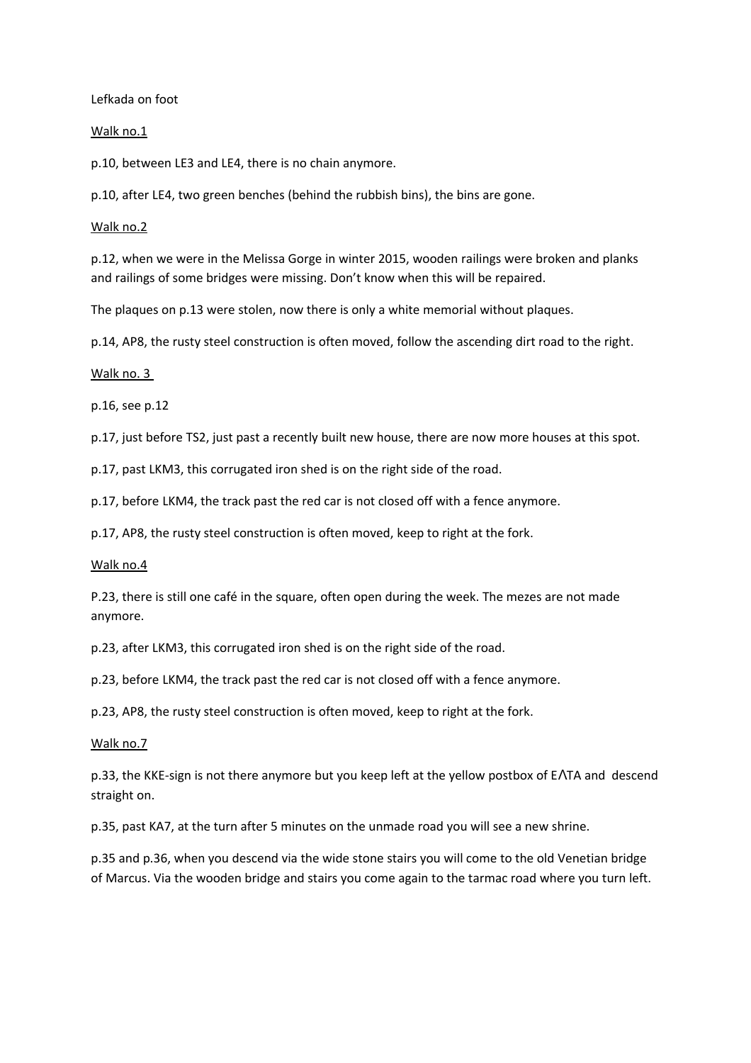Lefkada on foot

## Walk no.1

p.10, between LE3 and LE4, there is no chain anymore.

p.10, after LE4, two green benches (behind the rubbish bins), the bins are gone.

## Walk no.2

p.12, when we were in the Melissa Gorge in winter 2015, wooden railings were broken and planks and railings of some bridges were missing. Don't know when this will be repaired.

The plaques on p.13 were stolen, now there is only a white memorial without plaques.

p.14, AP8, the rusty steel construction is often moved, follow the ascending dirt road to the right.

## Walk no. 3

p.16, see p.12

p.17, just before TS2, just past a recently built new house, there are now more houses at this spot.

p.17, past LKM3, this corrugated iron shed is on the right side of the road.

p.17, before LKM4, the track past the red car is not closed off with a fence anymore.

p.17, AP8, the rusty steel construction is often moved, keep to right at the fork.

## Walk no.4

P.23, there is still one café in the square, often open during the week. The mezes are not made anymore.

p.23, after LKM3, this corrugated iron shed is on the right side of the road.

p.23, before LKM4, the track past the red car is not closed off with a fence anymore.

p.23, AP8, the rusty steel construction is often moved, keep to right at the fork.

## Walk no.7

p.33, the KKE-sign is not there anymore but you keep left at the yellow postbox of ΕΛΤΑ and descend straight on.

p.35, past KA7, at the turn after 5 minutes on the unmade road you will see a new shrine.

p.35 and p.36, when you descend via the wide stone stairs you will come to the old Venetian bridge of Marcus. Via the wooden bridge and stairs you come again to the tarmac road where you turn left.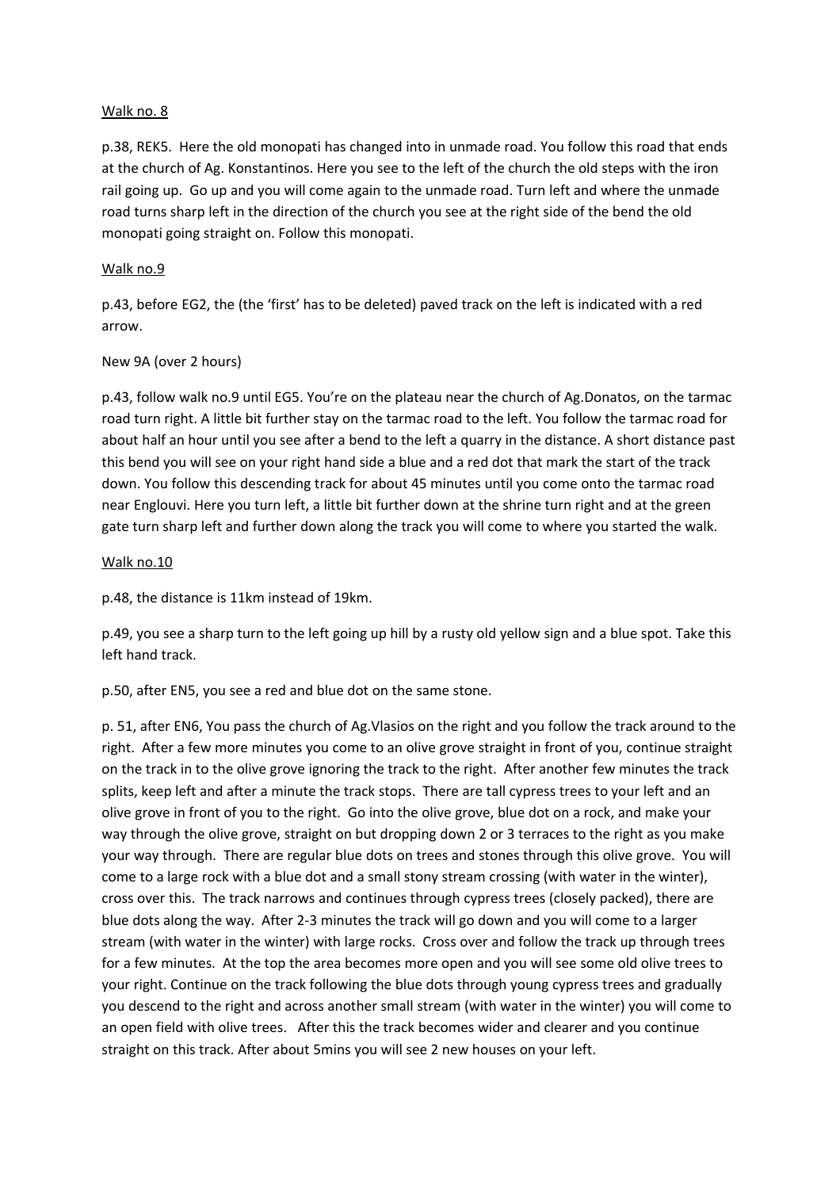Walk no. 8

p.38, REK5. Here the old monopati has changed into in unmade road. You follow this road that ends at the church of Ag. Konstantinos. Here you see to the left of the church the old steps with the iron rail going up. Go up and you will come again to the unmade road. Turn left and where the unmade road turns sharp left in the direction of the church you see at the right side of the bend the old monopati going straight on. Follow this monopati.

Walk no.9

p.43, before EG2, the (the 'first' has to be deleted) paved track on the left is indicated with a red arrow.

New 9A (over 2 hours)

p.43, follow walk no.9 until EG5. You're on the plateau near the church of Ag.Donatos, on the tarmac road turn right. A little bit further stay on the tarmac road to the left. You follow the tarmac road for about half an hour until you see after a bend to the left a quarry in the distance. A short distance past this bend you will see on your right hand side a blue and a red dot that mark the start of the track down. You follow this descending track for about 45 minutes until you come onto the tarmac road near Englouvi. Here you turn left, a little bit further down at the shrine turn right and at the green gate turn sharp left and further down along the track you will come to where you started the walk.

Walk no.10

p.48, the distance is 11km instead of 19km.

p.49, you see a sharp turn to the left going up hill by a rusty old yellow sign and a blue spot. Take this left hand track.

p.50, after EN5, you see a red and blue dot on the same stone.

p. 51, after EN6, You pass the church of Ag.Vlasios on the right and you follow the track around to the right. After a few more minutes you come to an olive grove straight in front of you, continue straight on the track in to the olive grove ignoring the track to the right. After another few minutes the track splits, keep left and after a minute the track stops. There are tall cypress trees to your left and an olive grove in front of you to the right. Go into the olive grove, blue dot on a rock, and make your way through the olive grove, straight on but dropping down 2 or 3 terraces to the right as you make your way through. There are regular blue dots on trees and stones through this olive grove. You will come to a large rock with a blue dot and a small stony stream crossing (with water in the winter), cross over this. The track narrows and continues through cypress trees (closely packed), there are blue dots along the way. After 2-3 minutes the track will go down and you will come to a larger stream (with water in the winter) with large rocks. Cross over and follow the track up through trees for a few minutes. At the top the area becomes more open and you will see some old olive trees to your right. Continue on the track following the blue dots through young cypress trees and gradually you descend to the right and across another small stream (with water in the winter) you will come to an open field with olive trees. After this the track becomes wider and clearer and you continue straight on this track. After about 5mins you will see 2 new houses on your left.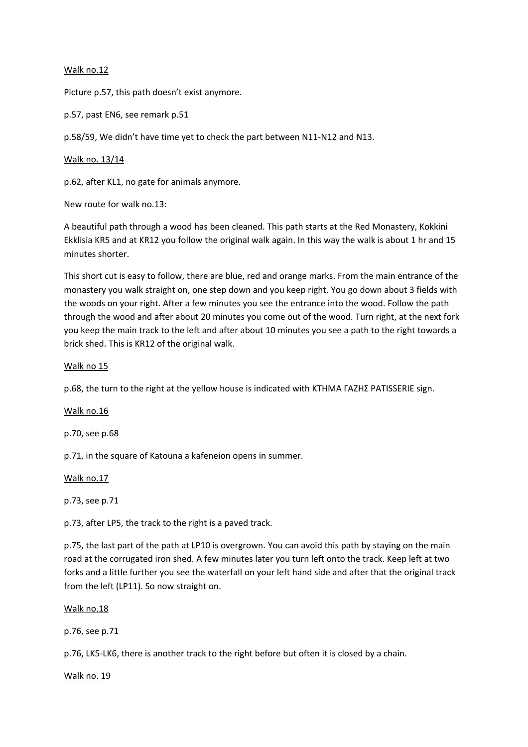Walk no.12

Picture p.57, this path doesn't exist anymore.

p.57, past EN6, see remark p.51

p.58/59, We didn't have time yet to check the part between N11-N12 and N13.

Walk no. 13/14

p.62, after KL1, no gate for animals anymore.

New route for walk no.13:

A beautiful path through a wood has been cleaned. This path starts at the Red Monastery, Kokkini Ekklisia KR5 and at KR12 you follow the original walk again. In this way the walk is about 1 hr and 15 minutes shorter.

This short cut is easy to follow, there are blue, red and orange marks. From the main entrance of the monastery you walk straight on, one step down and you keep right. You go down about 3 fields with the woods on your right. After a few minutes you see the entrance into the wood. Follow the path through the wood and after about 20 minutes you come out of the wood. Turn right, at the next fork you keep the main track to the left and after about 10 minutes you see a path to the right towards a brick shed. This is KR12 of the original walk.

Walk no 15

p.68, the turn to the right at the yellow house is indicated with ΚΤΗΜΑ ΓΑΖΗΣ PATISSERIE sign.

Walk no.16

p.70, see p.68

p.71, in the square of Katouna a kafeneion opens in summer.

Walk no.17

p.73, see p.71

p.73, after LP5, the track to the right is a paved track.

p.75, the last part of the path at LP10 is overgrown. You can avoid this path by staying on the main road at the corrugated iron shed. A few minutes later you turn left onto the track. Keep left at two forks and a little further you see the waterfall on your left hand side and after that the original track from the left (LP11). So now straight on.

Walk no.18

p.76, see p.71

p.76, LK5-LK6, there is another track to the right before but often it is closed by a chain.

Walk no. 19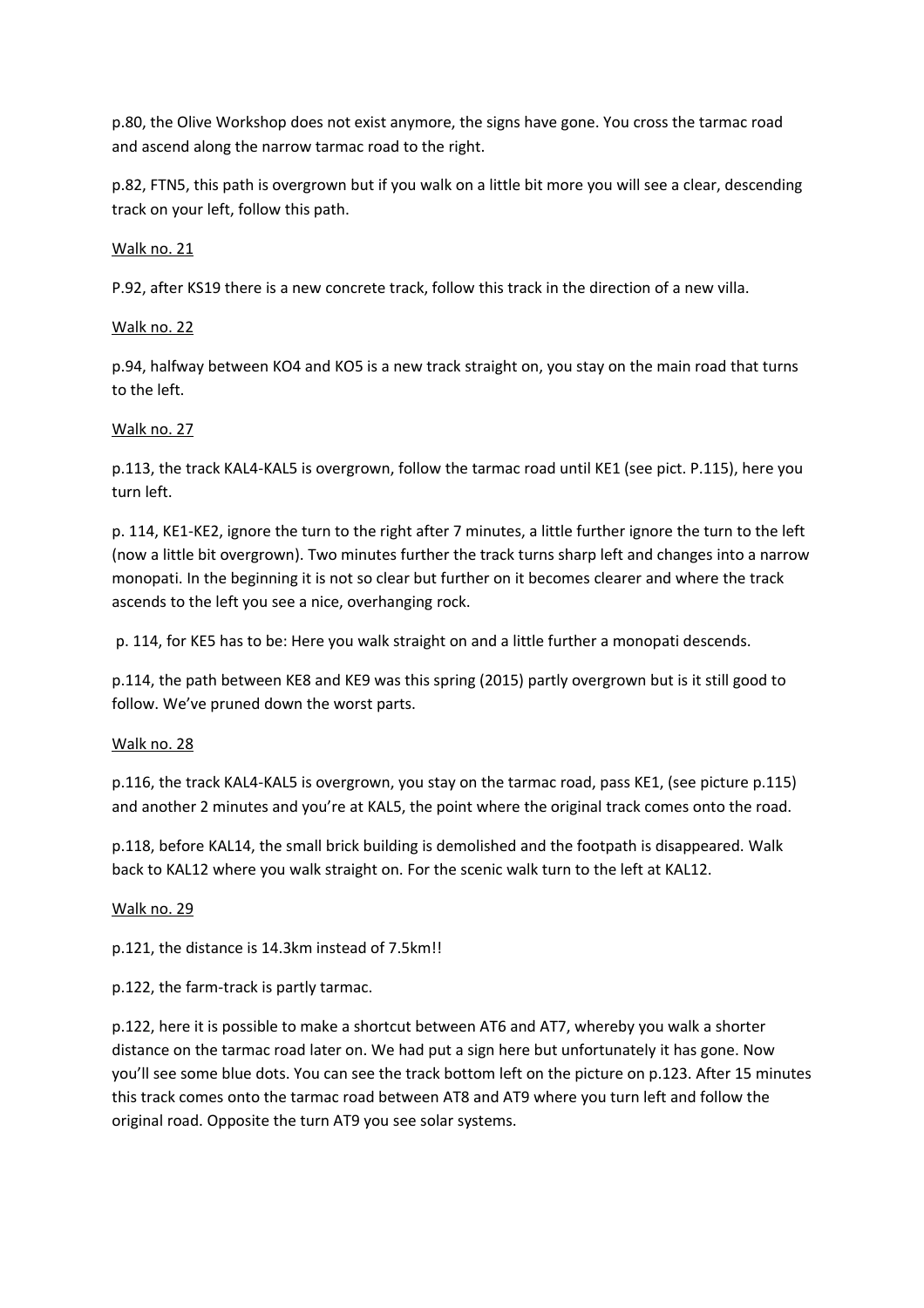p.80, the Olive Workshop does not exist anymore, the signs have gone. You cross the tarmac road and ascend along the narrow tarmac road to the right.

p.82, FTN5, this path is overgrown but if you walk on a little bit more you will see a clear, descending track on your left, follow this path.

<u>Walk no. 21</u>

P.92, after KS19 there is a new concrete track, follow this track in the direction of a new villa.

<u>Walk no. 22</u>

p.94, halfway between KO4 and KO5 is a new track straight on, you stay on the main road that turns to the left.

<u>Walk no. 27</u>

p.113, the track KAL4-KAL5 is overgrown, follow the tarmac road until KE1 (see pict. P.115), here you turn left.

p. 114, KE1-KE2, ignore the turn to the right after 7 minutes, a little further ignore the turn to the left (now a little bit overgrown). Two minutes further the track turns sharp left and changes into a narrow monopati. In the beginning it is not so clear but further on it becomes clearer and where the track ascends to the left you see a nice, overhanging rock.

p. 114, for KE5 has to be: Here you walk straight on and a little further a monopati descends.

p.114, the path between KE8 and KE9 was this spring (2015) partly overgrown but is it still good to follow. We've pruned down the worst parts.

<u>Walk no. 28</u>

p.116, the track KAL4-KAL5 is overgrown, you stay on the tarmac road, pass KE1, (see picture p.115) and another 2 minutes and you're at KAL5, the point where the original track comes onto the road.

p.118, before KAL14, the small brick building is demolished and the footpath is disappeared. Walk back to KAL12 where you walk straight on. For the scenic walk turn to the left at KAL12.

<u>Walk no. 29</u>

p.121, the distance is 14.3km instead of 7.5km!!

p.122, the farm-track is partly tarmac.

p.122, here it is possible to make a shortcut between AT6 and AT7, whereby you walk a shorter distance on the tarmac road later on. We had put a sign here but unfortunately it has gone. Now you'll see some blue dots. You can see the track bottom left on the picture on p.123. After 15 minutes this track comes onto the tarmac road between AT8 and AT9 where you turn left and follow the original road. Opposite the turn AT9 you see solar systems.